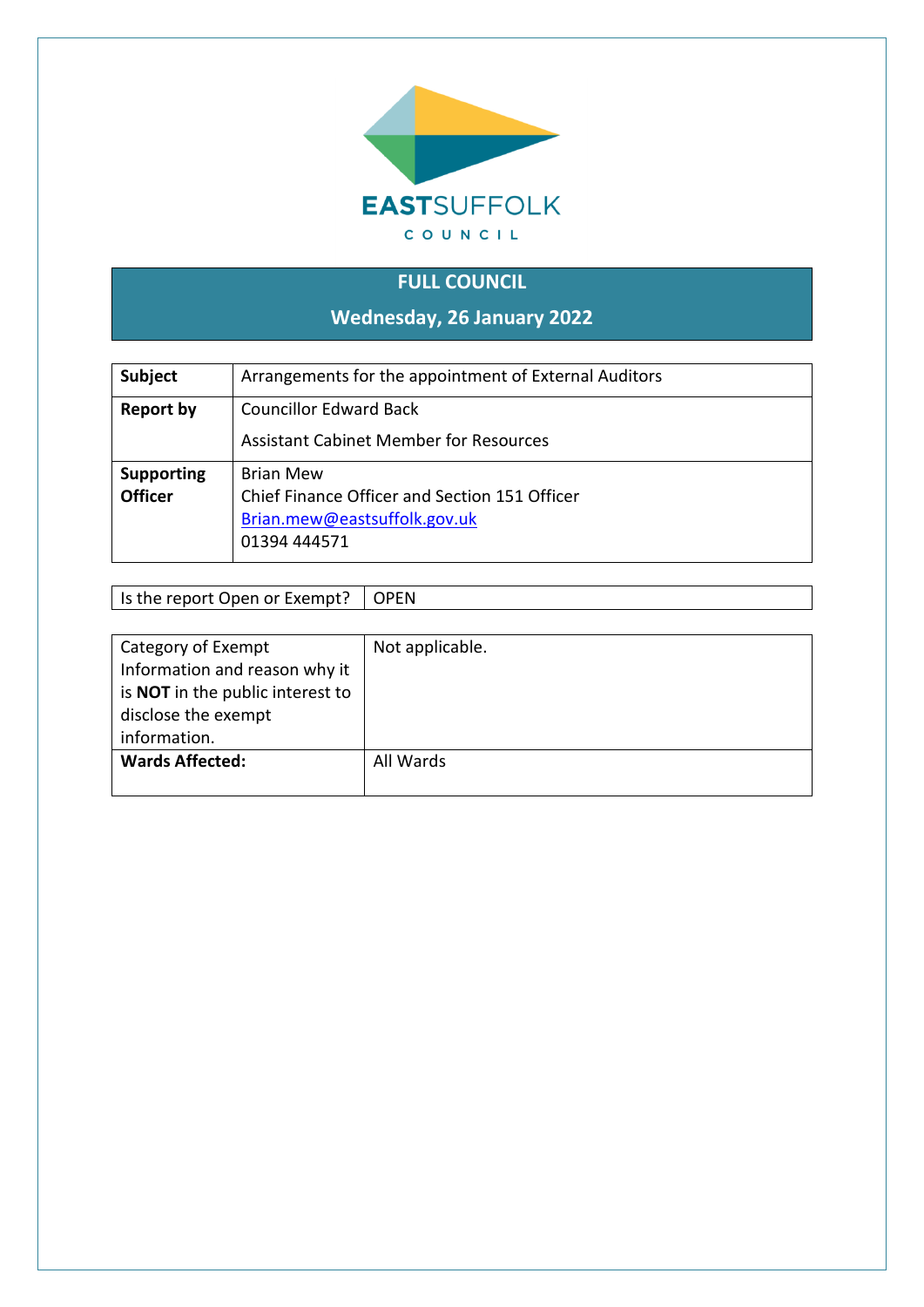EASTSUFFOLK COUNCIL

# FULL COUNCIL

## Wednesday, 26 January 2022

| Subject | Arrangements for the appointment of External Auditors |
|---|---|
| Report by | Councillor Edward Back<br><br>Assistant Cabinet Member for Resources |
| Supporting Officer | Brian Mew<br>Chief Finance Officer and Section 151 Officer<br>Brian.mew@eastsuffolk.gov.uk<br>01394 444571 |

| Is the report Open or Exempt? | OPEN |
|---|---|

| Category of Exempt Information and reason why it is **NOT** in the public interest to disclose the exempt information. | Not applicable. |
|---|---|
| **Wards Affected:** | All Wards |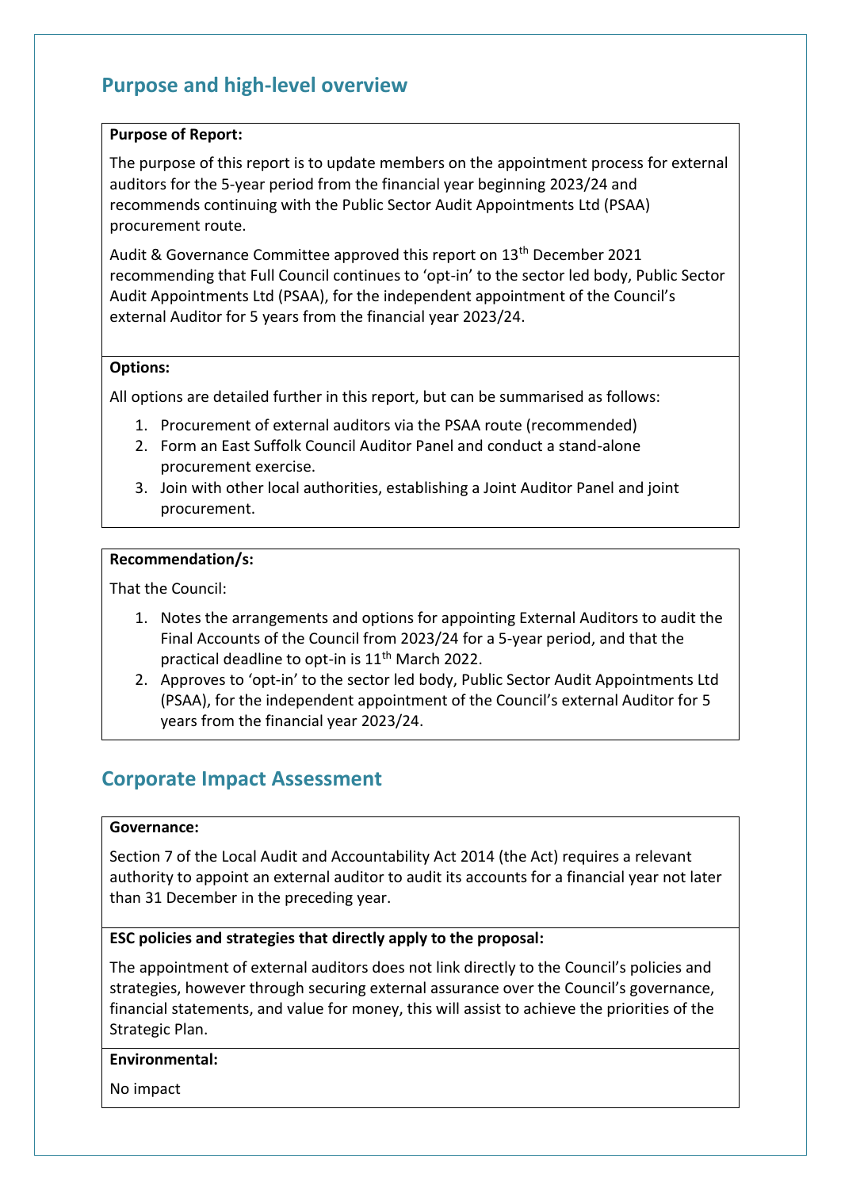## Purpose and high-level overview

**Purpose of Report:**

The purpose of this report is to update members on the appointment process for external auditors for the 5-year period from the financial year beginning 2023/24 and recommends continuing with the Public Sector Audit Appointments Ltd (PSAA) procurement route.

Audit & Governance Committee approved this report on 13th December 2021 recommending that Full Council continues to 'opt-in' to the sector led body, Public Sector Audit Appointments Ltd (PSAA), for the independent appointment of the Council's external Auditor for 5 years from the financial year 2023/24.

**Options:**

All options are detailed further in this report, but can be summarised as follows:

1. Procurement of external auditors via the PSAA route (recommended)
2. Form an East Suffolk Council Auditor Panel and conduct a stand-alone procurement exercise.
3. Join with other local authorities, establishing a Joint Auditor Panel and joint procurement.

**Recommendation/s:**

That the Council:

1. Notes the arrangements and options for appointing External Auditors to audit the Final Accounts of the Council from 2023/24 for a 5-year period, and that the practical deadline to opt-in is 11th March 2022.
2. Approves to 'opt-in' to the sector led body, Public Sector Audit Appointments Ltd (PSAA), for the independent appointment of the Council's external Auditor for 5 years from the financial year 2023/24.

## Corporate Impact Assessment

**Governance:**

Section 7 of the Local Audit and Accountability Act 2014 (the Act) requires a relevant authority to appoint an external auditor to audit its accounts for a financial year not later than 31 December in the preceding year.

**ESC policies and strategies that directly apply to the proposal:**

The appointment of external auditors does not link directly to the Council's policies and strategies, however through securing external assurance over the Council's governance, financial statements, and value for money, this will assist to achieve the priorities of the Strategic Plan.

**Environmental:**

No impact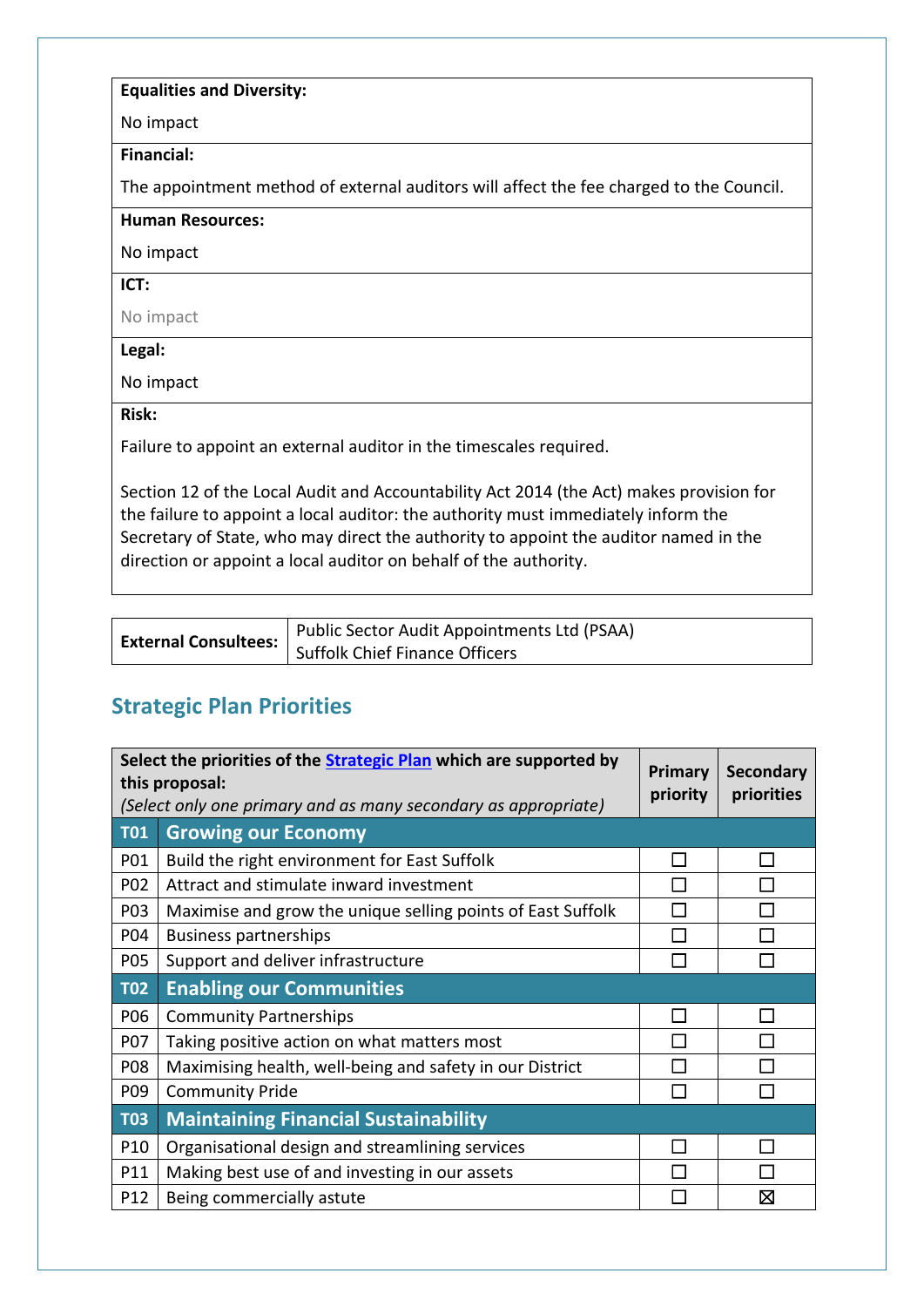| **Equalities and Diversity:** |
|---|
| No impact |
| **Financial:** |
| The appointment method of external auditors will affect the fee charged to the Council. |
| **Human Resources:** |
| No impact |
| **ICT:** |
| No impact |
| **Legal:** |
| No impact |
| **Risk:** |
| Failure to appoint an external auditor in the timescales required.<br><br>Section 12 of the Local Audit and Accountability Act 2014 (the Act) makes provision for the failure to appoint a local auditor: the authority must immediately inform the Secretary of State, who may direct the authority to appoint the auditor named in the direction or appoint a local auditor on behalf of the authority. |

| **External Consultees:** | Public Sector Audit Appointments Ltd (PSAA)<br>Suffolk Chief Finance Officers |
|---|---|

## Strategic Plan Priorities

| **Select the priorities of the Strategic Plan which are supported by this proposal:**<br>*(Select only one primary and as many secondary as appropriate)* | | **Primary priority** | **Secondary priorities** |
|---|---|---|---|
| **T01** | **Growing our Economy** | | |
| P01 | Build the right environment for East Suffolk | ☐ | ☐ |
| P02 | Attract and stimulate inward investment | ☐ | ☐ |
| P03 | Maximise and grow the unique selling points of East Suffolk | ☐ | ☐ |
| P04 | Business partnerships | ☐ | ☐ |
| P05 | Support and deliver infrastructure | ☐ | ☐ |
| **T02** | **Enabling our Communities** | | |
| P06 | Community Partnerships | ☐ | ☐ |
| P07 | Taking positive action on what matters most | ☐ | ☐ |
| P08 | Maximising health, well-being and safety in our District | ☐ | ☐ |
| P09 | Community Pride | ☐ | ☐ |
| **T03** | **Maintaining Financial Sustainability** | | |
| P10 | Organisational design and streamlining services | ☐ | ☐ |
| P11 | Making best use of and investing in our assets | ☐ | ☐ |
| P12 | Being commercially astute | ☐ | ☒ |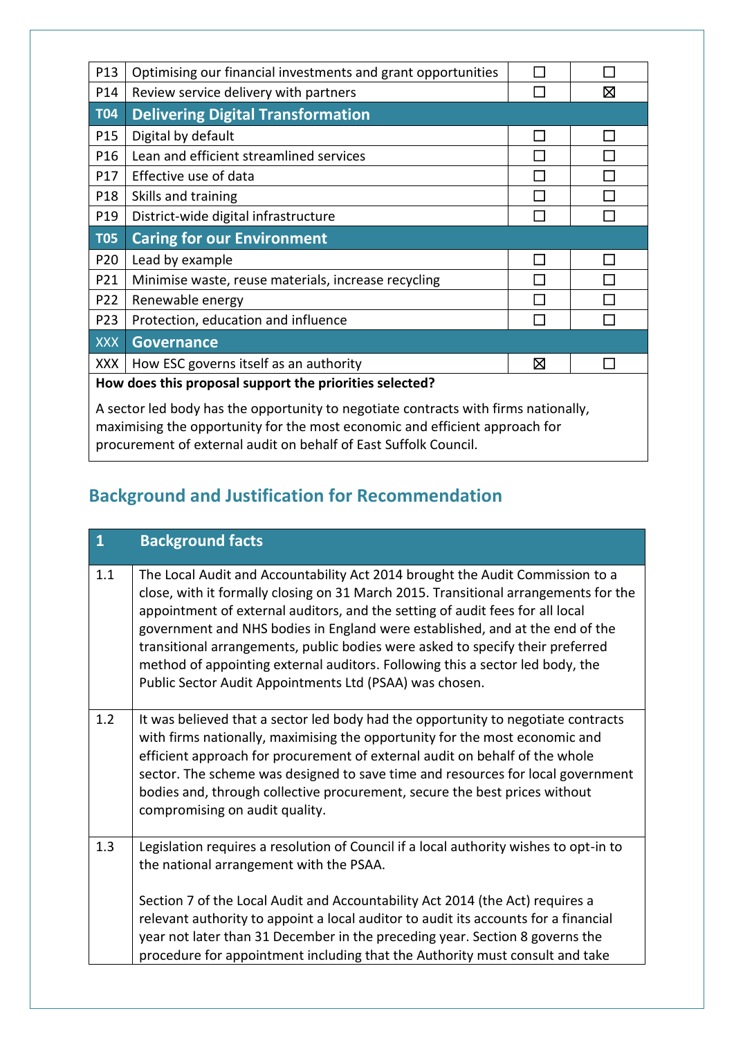| | | | |
|---|---|---|---|
| P13 | Optimising our financial investments and grant opportunities | ☐ | ☐ |
| P14 | Review service delivery with partners | ☐ | ☒ |
| **T04** | **Delivering Digital Transformation** | | |
| P15 | Digital by default | ☐ | ☐ |
| P16 | Lean and efficient streamlined services | ☐ | ☐ |
| P17 | Effective use of data | ☐ | ☐ |
| P18 | Skills and training | ☐ | ☐ |
| P19 | District-wide digital infrastructure | ☐ | ☐ |
| **T05** | **Caring for our Environment** | | |
| P20 | Lead by example | ☐ | ☐ |
| P21 | Minimise waste, reuse materials, increase recycling | ☐ | ☐ |
| P22 | Renewable energy | ☐ | ☐ |
| P23 | Protection, education and influence | ☐ | ☐ |
| XXX | **Governance** | | |
| XXX | How ESC governs itself as an authority | ☒ | ☐ |

**How does this proposal support the priorities selected?**

A sector led body has the opportunity to negotiate contracts with firms nationally, maximising the opportunity for the most economic and efficient approach for procurement of external audit on behalf of East Suffolk Council.

## Background and Justification for Recommendation

| 1 | Background facts |
|---|---|
| 1.1 | The Local Audit and Accountability Act 2014 brought the Audit Commission to a close, with it formally closing on 31 March 2015. Transitional arrangements for the appointment of external auditors, and the setting of audit fees for all local government and NHS bodies in England were established, and at the end of the transitional arrangements, public bodies were asked to specify their preferred method of appointing external auditors. Following this a sector led body, the Public Sector Audit Appointments Ltd (PSAA) was chosen. |
| 1.2 | It was believed that a sector led body had the opportunity to negotiate contracts with firms nationally, maximising the opportunity for the most economic and efficient approach for procurement of external audit on behalf of the whole sector. The scheme was designed to save time and resources for local government bodies and, through collective procurement, secure the best prices without compromising on audit quality. |
| 1.3 | Legislation requires a resolution of Council if a local authority wishes to opt-in to the national arrangement with the PSAA.<br><br>Section 7 of the Local Audit and Accountability Act 2014 (the Act) requires a relevant authority to appoint a local auditor to audit its accounts for a financial year not later than 31 December in the preceding year. Section 8 governs the procedure for appointment including that the Authority must consult and take |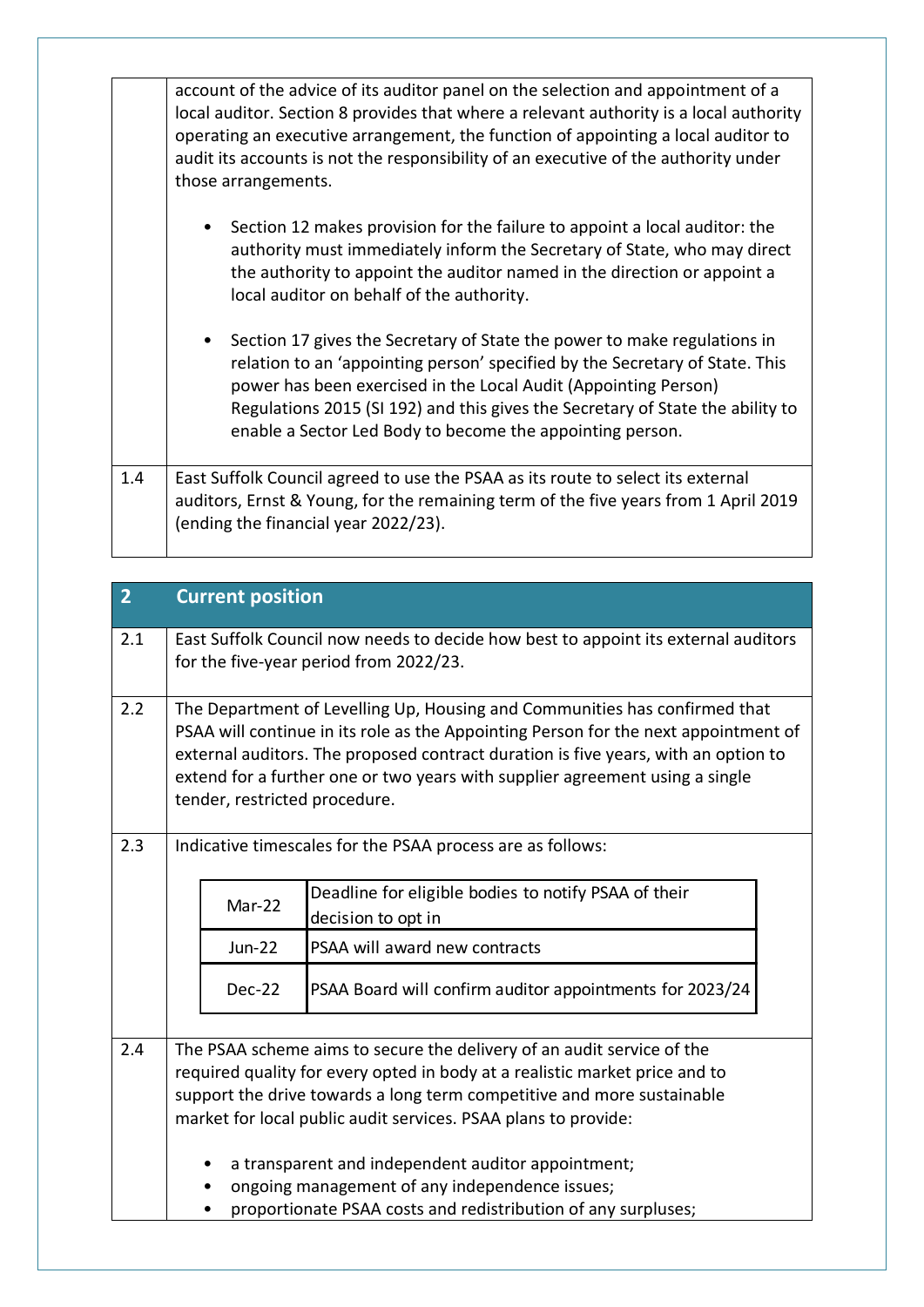| | |
|---|---|
| | account of the advice of its auditor panel on the selection and appointment of a local auditor. Section 8 provides that where a relevant authority is a local authority operating an executive arrangement, the function of appointing a local auditor to audit its accounts is not the responsibility of an executive of the authority under those arrangements.<br><br>• Section 12 makes provision for the failure to appoint a local auditor: the authority must immediately inform the Secretary of State, who may direct the authority to appoint the auditor named in the direction or appoint a local auditor on behalf of the authority.<br><br>• Section 17 gives the Secretary of State the power to make regulations in relation to an 'appointing person' specified by the Secretary of State. This power has been exercised in the Local Audit (Appointing Person) Regulations 2015 (SI 192) and this gives the Secretary of State the ability to enable a Sector Led Body to become the appointing person. |
| 1.4 | East Suffolk Council agreed to use the PSAA as its route to select its external auditors, Ernst & Young, for the remaining term of the five years from 1 April 2019 (ending the financial year 2022/23). |

## 2 Current position

| | |
|---|---|
| 2.1 | East Suffolk Council now needs to decide how best to appoint its external auditors for the five-year period from 2022/23. |
| 2.2 | The Department of Levelling Up, Housing and Communities has confirmed that PSAA will continue in its role as the Appointing Person for the next appointment of external auditors. The proposed contract duration is five years, with an option to extend for a further one or two years with supplier agreement using a single tender, restricted procedure. |
| 2.3 | Indicative timescales for the PSAA process are as follows: |

| | |
|---|---|
| Mar-22 | Deadline for eligible bodies to notify PSAA of their decision to opt in |
| Jun-22 | PSAA will award new contracts |
| Dec-22 | PSAA Board will confirm auditor appointments for 2023/24 |

| | |
|---|---|
| 2.4 | The PSAA scheme aims to secure the delivery of an audit service of the required quality for every opted in body at a realistic market price and to support the drive towards a long term competitive and more sustainable market for local public audit services. PSAA plans to provide:<br><br>• a transparent and independent auditor appointment;<br>• ongoing management of any independence issues;<br>• proportionate PSAA costs and redistribution of any surpluses; |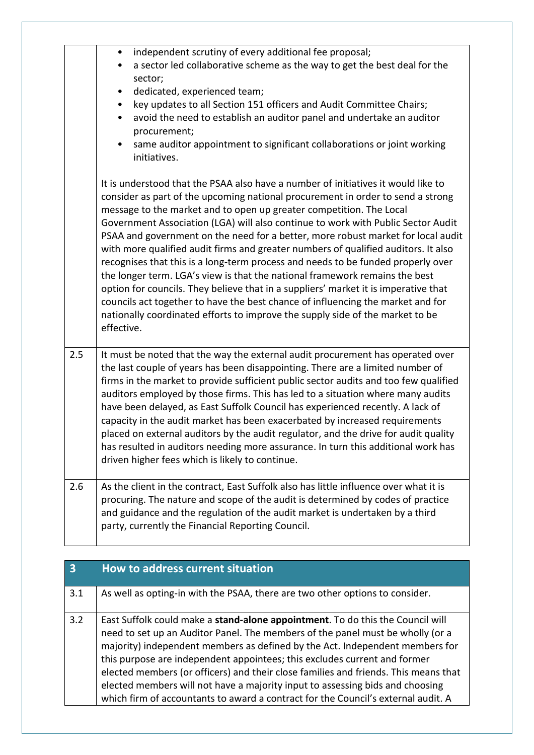| | |
|---|---|
| | <ul><li>independent scrutiny of every additional fee proposal;</li><li>a sector led collaborative scheme as the way to get the best deal for the sector;</li><li>dedicated, experienced team;</li><li>key updates to all Section 151 officers and Audit Committee Chairs;</li><li>avoid the need to establish an auditor panel and undertake an auditor procurement;</li><li>same auditor appointment to significant collaborations or joint working initiatives.</li></ul>It is understood that the PSAA also have a number of initiatives it would like to consider as part of the upcoming national procurement in order to send a strong message to the market and to open up greater competition. The Local Government Association (LGA) will also continue to work with Public Sector Audit PSAA and government on the need for a better, more robust market for local audit with more qualified audit firms and greater numbers of qualified auditors. It also recognises that this is a long-term process and needs to be funded properly over the longer term. LGA's view is that the national framework remains the best option for councils. They believe that in a suppliers' market it is imperative that councils act together to have the best chance of influencing the market and for nationally coordinated efforts to improve the supply side of the market to be effective. |
| 2.5 | It must be noted that the way the external audit procurement has operated over the last couple of years has been disappointing. There are a limited number of firms in the market to provide sufficient public sector audits and too few qualified auditors employed by those firms. This has led to a situation where many audits have been delayed, as East Suffolk Council has experienced recently. A lack of capacity in the audit market has been exacerbated by increased requirements placed on external auditors by the audit regulator, and the drive for audit quality has resulted in auditors needing more assurance. In turn this additional work has driven higher fees which is likely to continue. |
| 2.6 | As the client in the contract, East Suffolk also has little influence over what it is procuring. The nature and scope of the audit is determined by codes of practice and guidance and the regulation of the audit market is undertaken by a third party, currently the Financial Reporting Council. |

| 3 | How to address current situation |
|---|---|
| 3.1 | As well as opting-in with the PSAA, there are two other options to consider. |
| 3.2 | East Suffolk could make a **stand-alone appointment**. To do this the Council will need to set up an Auditor Panel. The members of the panel must be wholly (or a majority) independent members as defined by the Act. Independent members for this purpose are independent appointees; this excludes current and former elected members (or officers) and their close families and friends. This means that elected members will not have a majority input to assessing bids and choosing which firm of accountants to award a contract for the Council's external audit. A |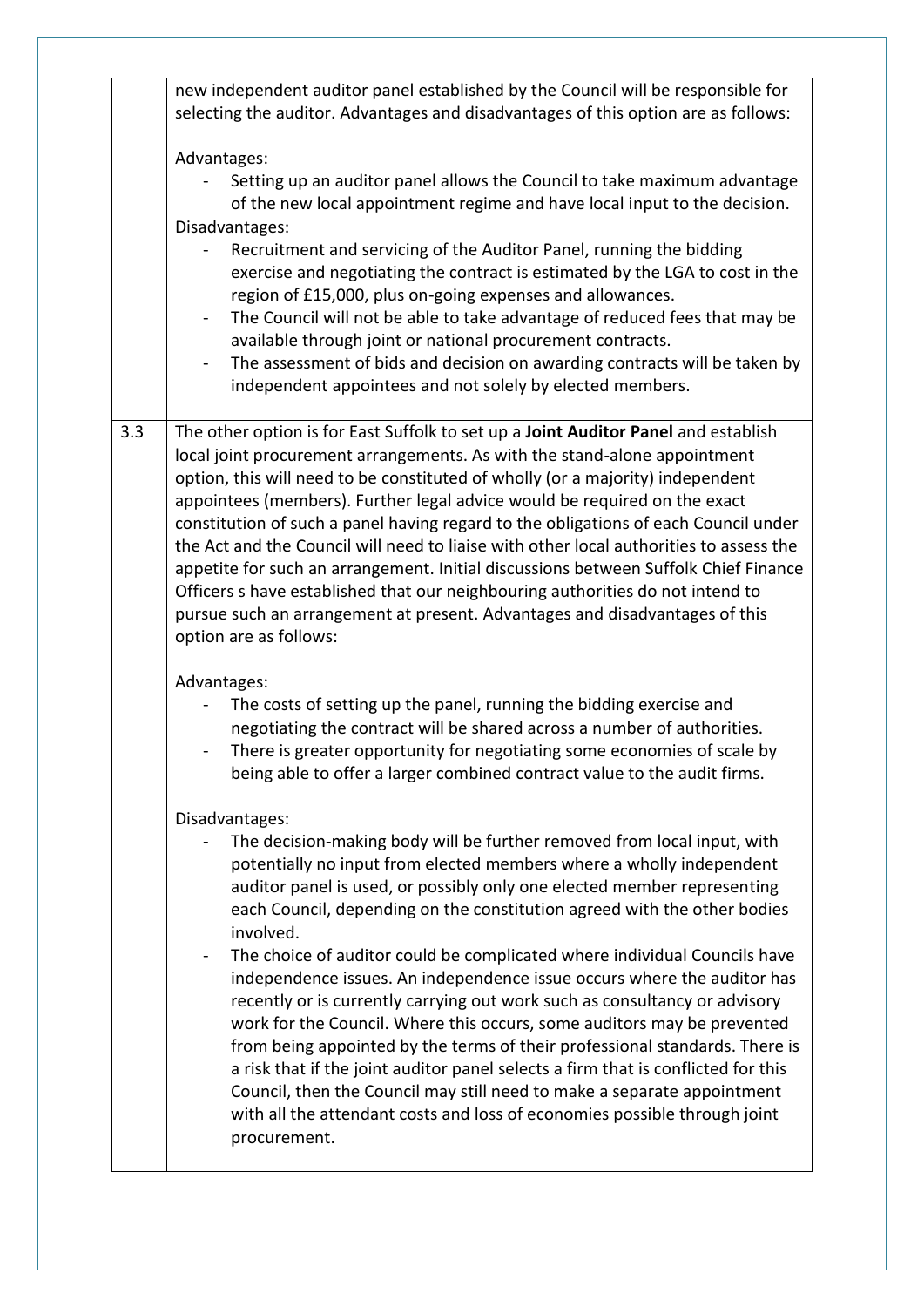| | |
|---|---|
| | new independent auditor panel established by the Council will be responsible for selecting the auditor. Advantages and disadvantages of this option are as follows:<br><br>Advantages:<br>- Setting up an auditor panel allows the Council to take maximum advantage of the new local appointment regime and have local input to the decision.<br><br>Disadvantages:<br>- Recruitment and servicing of the Auditor Panel, running the bidding exercise and negotiating the contract is estimated by the LGA to cost in the region of £15,000, plus on-going expenses and allowances.<br>- The Council will not be able to take advantage of reduced fees that may be available through joint or national procurement contracts.<br>- The assessment of bids and decision on awarding contracts will be taken by independent appointees and not solely by elected members. |
| 3.3 | The other option is for East Suffolk to set up a **Joint Auditor Panel** and establish local joint procurement arrangements. As with the stand-alone appointment option, this will need to be constituted of wholly (or a majority) independent appointees (members). Further legal advice would be required on the exact constitution of such a panel having regard to the obligations of each Council under the Act and the Council will need to liaise with other local authorities to assess the appetite for such an arrangement. Initial discussions between Suffolk Chief Finance Officers s have established that our neighbouring authorities do not intend to pursue such an arrangement at present. Advantages and disadvantages of this option are as follows:<br><br>Advantages:<br>- The costs of setting up the panel, running the bidding exercise and negotiating the contract will be shared across a number of authorities.<br>- There is greater opportunity for negotiating some economies of scale by being able to offer a larger combined contract value to the audit firms.<br><br>Disadvantages:<br>- The decision-making body will be further removed from local input, with potentially no input from elected members where a wholly independent auditor panel is used, or possibly only one elected member representing each Council, depending on the constitution agreed with the other bodies involved.<br>- The choice of auditor could be complicated where individual Councils have independence issues. An independence issue occurs where the auditor has recently or is currently carrying out work such as consultancy or advisory work for the Council. Where this occurs, some auditors may be prevented from being appointed by the terms of their professional standards. There is a risk that if the joint auditor panel selects a firm that is conflicted for this Council, then the Council may still need to make a separate appointment with all the attendant costs and loss of economies possible through joint procurement. |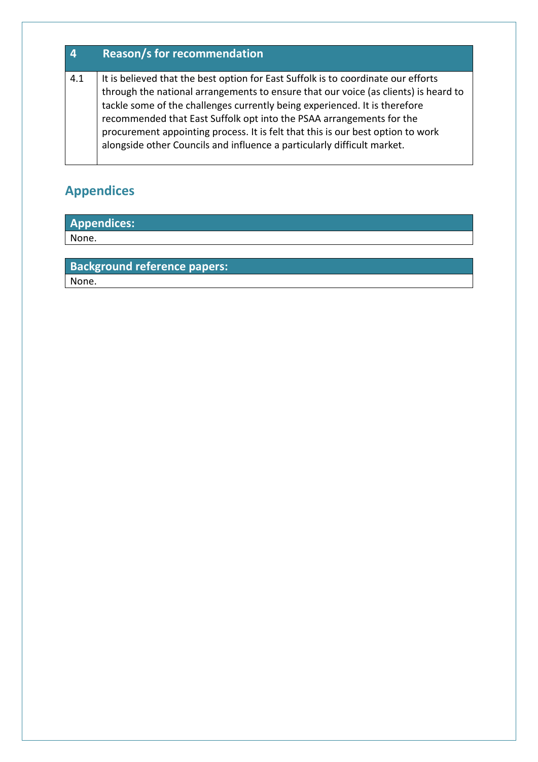| 4 | Reason/s for recommendation |
|---|---|
| 4.1 | It is believed that the best option for East Suffolk is to coordinate our efforts through the national arrangements to ensure that our voice (as clients) is heard to tackle some of the challenges currently being experienced. It is therefore recommended that East Suffolk opt into the PSAA arrangements for the procurement appointing process. It is felt that this is our best option to work alongside other Councils and influence a particularly difficult market. |

## Appendices

| Appendices: |
|---|
| None. |

| Background reference papers: |
|---|
| None. |